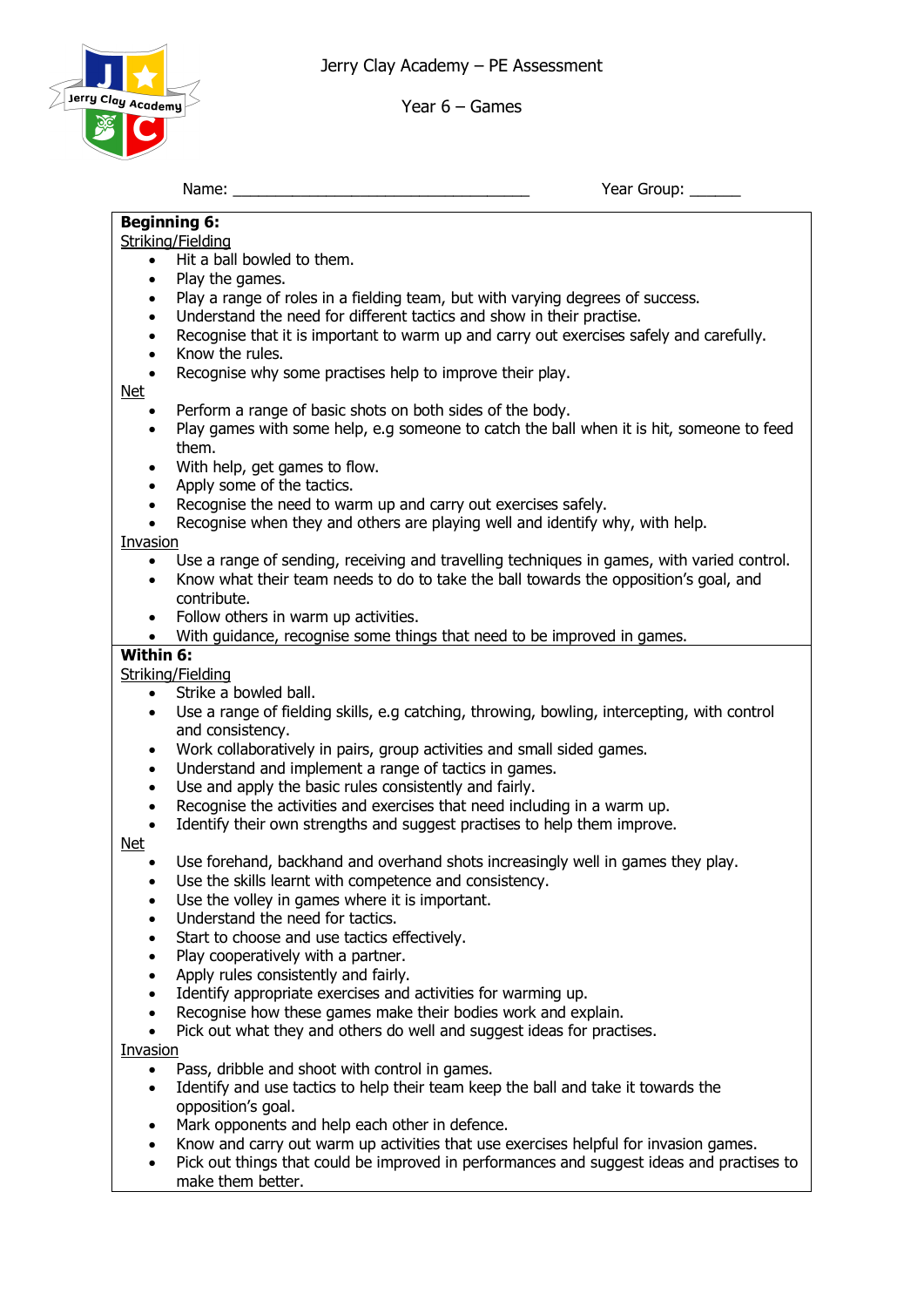Jerry Clay Academy – PE Assessment

Year 6 – Games

Name: ___________________________________ Year Group: ______

**Beginning 6:**

Striking/Fielding

- Hit a ball bowled to them.
- Play the games.
- Play a range of roles in a fielding team, but with varying degrees of success.
- Understand the need for different tactics and show in their practise.
- Recognise that it is important to warm up and carry out exercises safely and carefully.
- Know the rules.
- Recognise why some practises help to improve their play.

Net

- Perform a range of basic shots on both sides of the body.
- Play games with some help, e.g someone to catch the ball when it is hit, someone to feed them.
- With help, get games to flow.
- Apply some of the tactics.
- Recognise the need to warm up and carry out exercises safely.
- Recognise when they and others are playing well and identify why, with help.

Invasion

- Use a range of sending, receiving and travelling techniques in games, with varied control.
- Know what their team needs to do to take the ball towards the opposition's goal, and contribute.
- Follow others in warm up activities.
- With guidance, recognise some things that need to be improved in games.

**Within 6:**

Striking/Fielding

- Strike a bowled ball.
- Use a range of fielding skills, e.g catching, throwing, bowling, intercepting, with control and consistency.
- Work collaboratively in pairs, group activities and small sided games.
- Understand and implement a range of tactics in games.
- Use and apply the basic rules consistently and fairly.
- Recognise the activities and exercises that need including in a warm up.
- Identify their own strengths and suggest practises to help them improve.

Net

- Use forehand, backhand and overhand shots increasingly well in games they play.
- Use the skills learnt with competence and consistency.
- Use the volley in games where it is important.
- Understand the need for tactics.
- Start to choose and use tactics effectively.
- Play cooperatively with a partner.
- Apply rules consistently and fairly.
- Identify appropriate exercises and activities for warming up.
- Recognise how these games make their bodies work and explain.
- Pick out what they and others do well and suggest ideas for practises.

Invasion

- Pass, dribble and shoot with control in games.
- Identify and use tactics to help their team keep the ball and take it towards the opposition's goal.
- Mark opponents and help each other in defence.
- Know and carry out warm up activities that use exercises helpful for invasion games.
- Pick out things that could be improved in performances and suggest ideas and practises to make them better.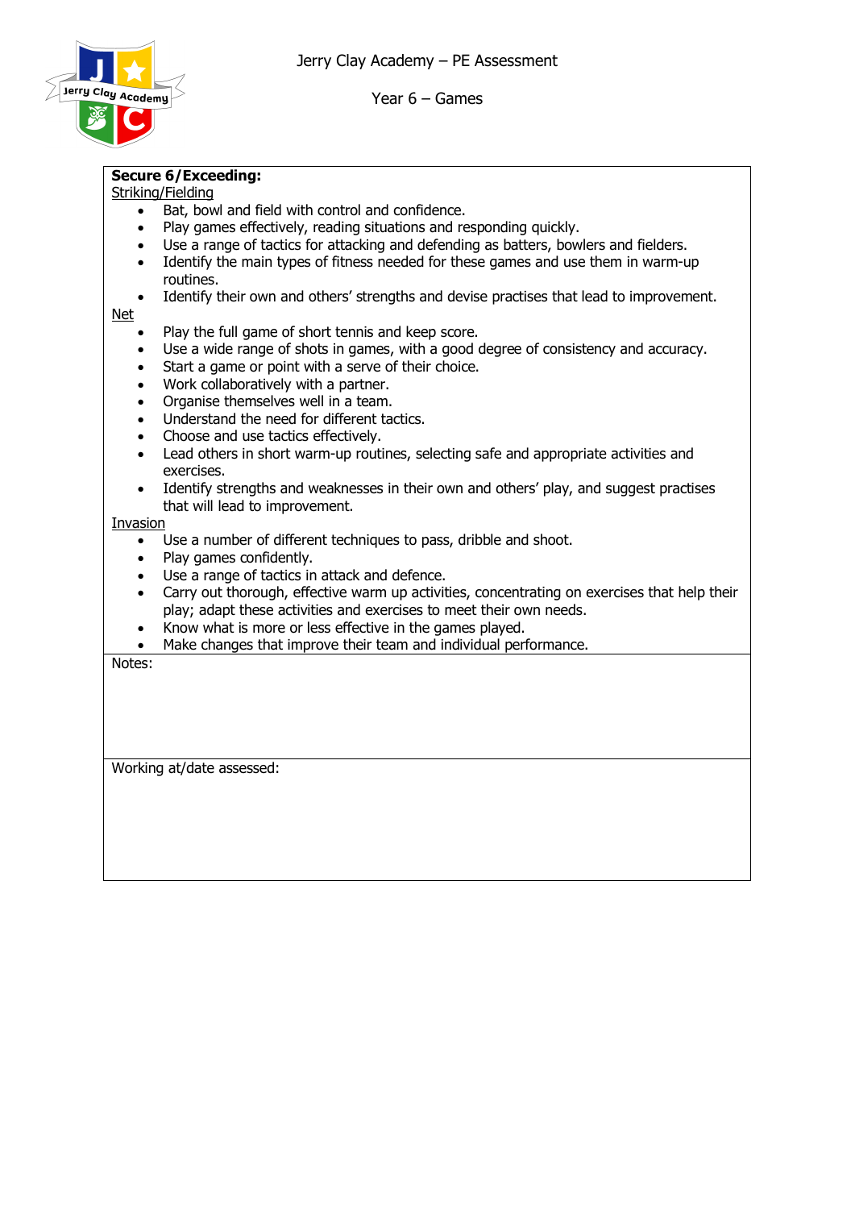Jerry Clay Academy – PE Assessment

Year 6 – Games

**Secure 6/Exceeding:**

Striking/Fielding

- Bat, bowl and field with control and confidence.
- Play games effectively, reading situations and responding quickly.
- Use a range of tactics for attacking and defending as batters, bowlers and fielders.
- Identify the main types of fitness needed for these games and use them in warm-up routines.
- Identify their own and others' strengths and devise practises that lead to improvement.

Net

- Play the full game of short tennis and keep score.
- Use a wide range of shots in games, with a good degree of consistency and accuracy.
- Start a game or point with a serve of their choice.
- Work collaboratively with a partner.
- Organise themselves well in a team.
- Understand the need for different tactics.
- Choose and use tactics effectively.
- Lead others in short warm-up routines, selecting safe and appropriate activities and exercises.
- Identify strengths and weaknesses in their own and others' play, and suggest practises that will lead to improvement.

Invasion

- Use a number of different techniques to pass, dribble and shoot.
- Play games confidently.
- Use a range of tactics in attack and defence.
- Carry out thorough, effective warm up activities, concentrating on exercises that help their play; adapt these activities and exercises to meet their own needs.
- Know what is more or less effective in the games played.
- Make changes that improve their team and individual performance.

Notes:

Working at/date assessed: